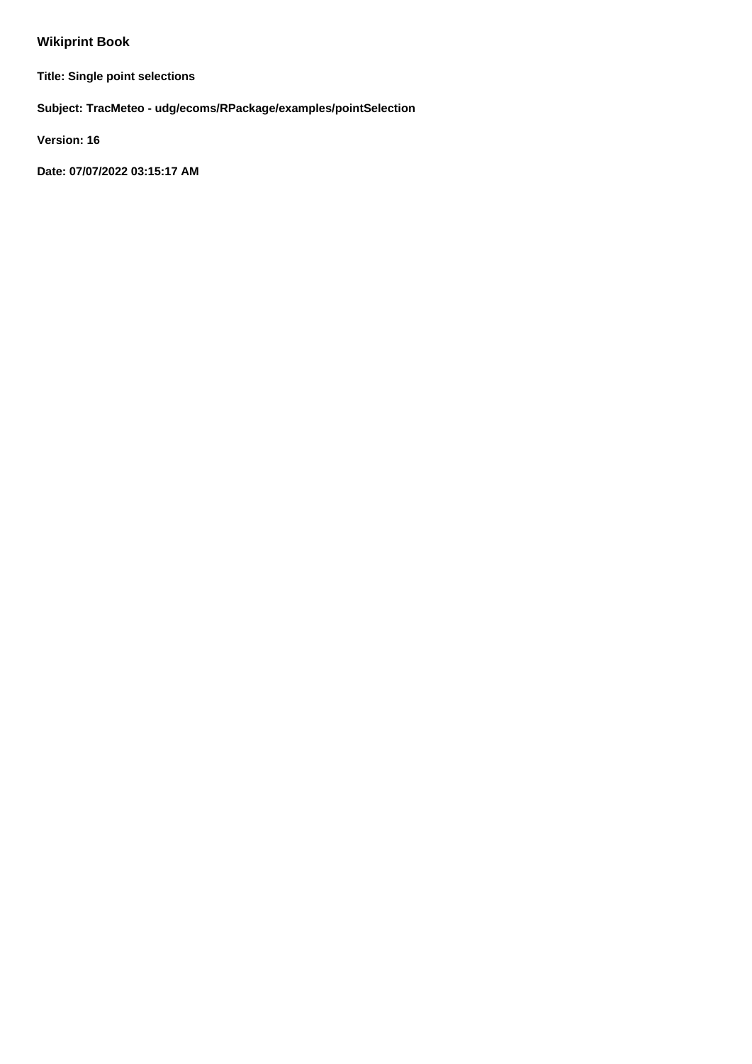## Wikiprint Book

**Title: Single point selections**

**Subject: TracMeteo - udg/ecoms/RPackage/examples/pointSelection**

**Version: 16**

**Date: 07/07/2022 03:15:17 AM**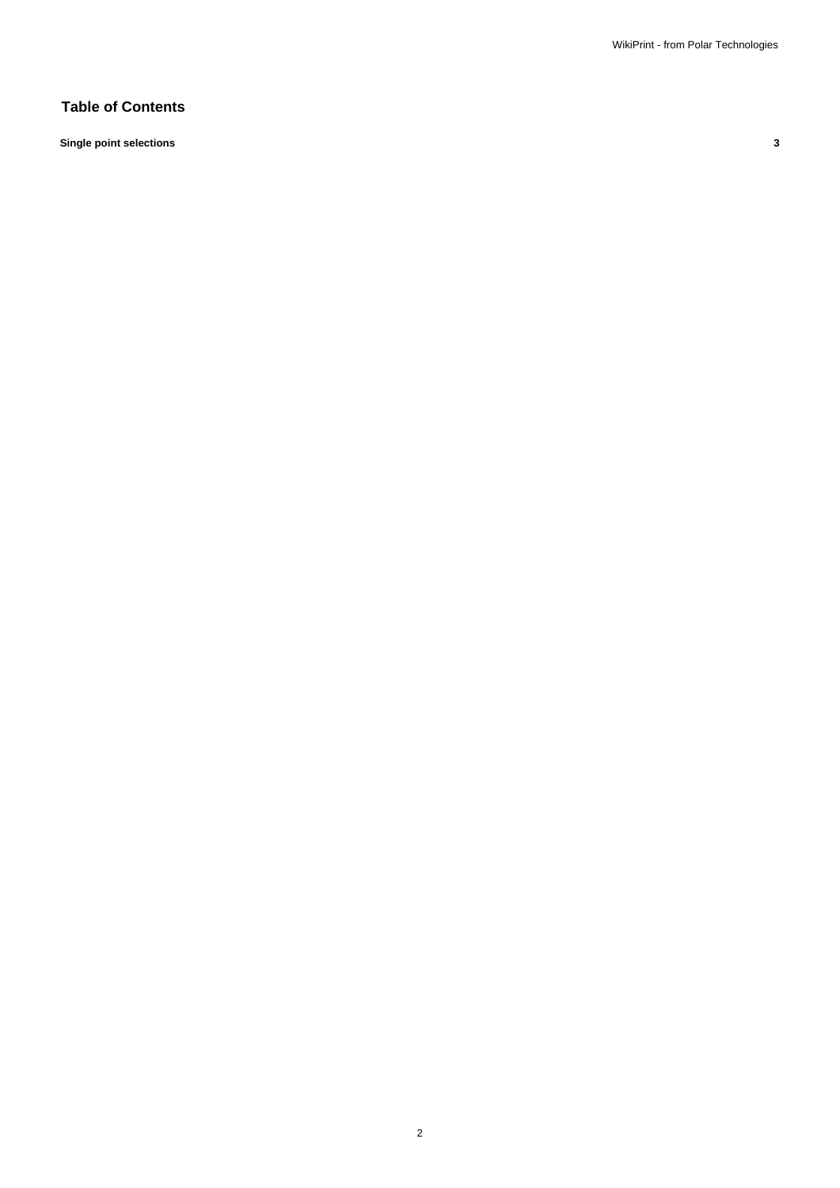## Table of Contents

**Single point selections** **3**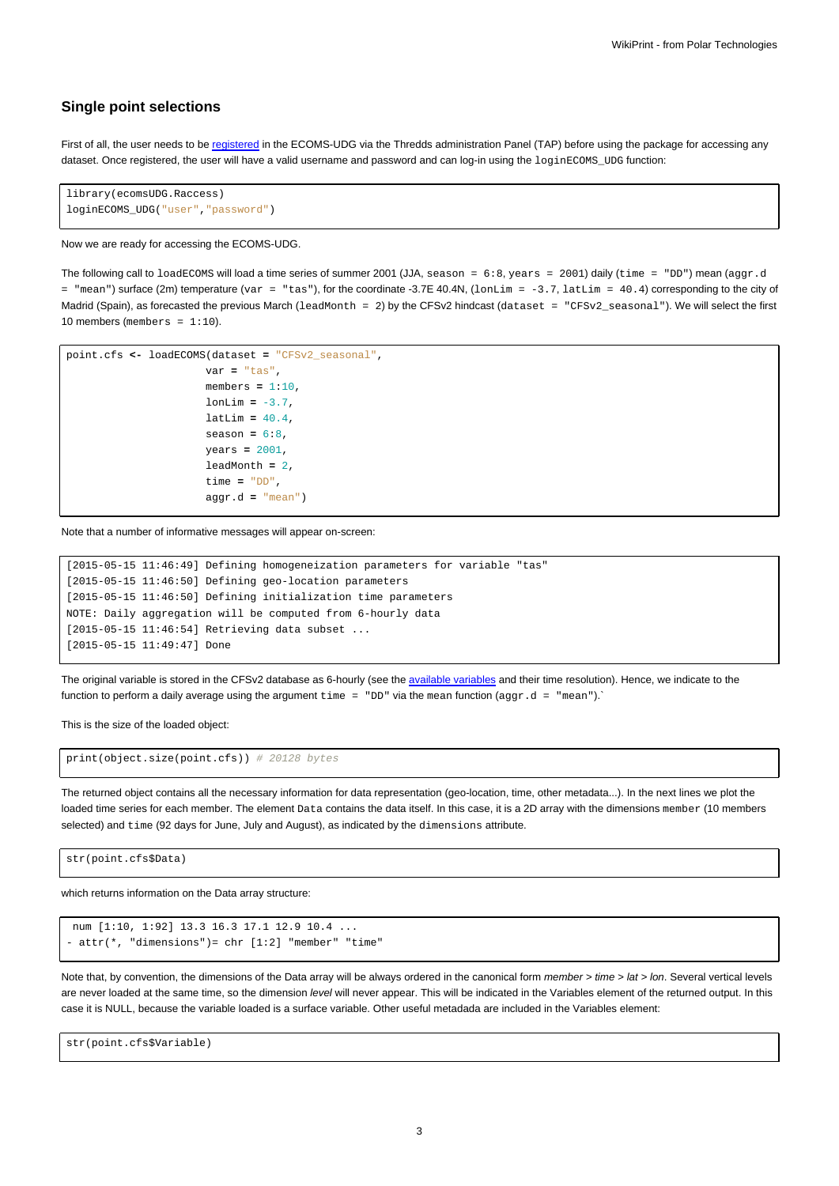## Single point selections

First of all, the user needs to be registered in the ECOMS-UDG via the Thredds administration Panel (TAP) before using the package for accessing any dataset. Once registered, the user will have a valid username and password and can log-in using the `loginECOMS_UDG` function:

```
library(ecomsUDG.Raccess)
loginECOMS_UDG("user","password")
```

Now we are ready for accessing the ECOMS-UDG.

The following call to `loadECOMS` will load a time series of summer 2001 (JJA, `season = 6:8`, `years = 2001`) daily (`time = "DD"`) mean (`aggr.d = "mean"`) surface (2m) temperature (`var = "tas"`), for the coordinate -3.7E 40.4N, (`lonLim = -3.7`, `latLim = 40.4`) corresponding to the city of Madrid (Spain), as forecasted the previous March (`leadMonth = 2`) by the CFSv2 hindcast (`dataset = "CFSv2_seasonal"`). We will select the first 10 members (`members = 1:10`).

```
point.cfs <- loadECOMS(dataset = "CFSv2_seasonal",
                      var = "tas",
                      members = 1:10,
                      lonLim = -3.7,
                      latLim = 40.4,
                      season = 6:8,
                      years = 2001,
                      leadMonth = 2,
                      time = "DD",
                      aggr.d = "mean")
```

Note that a number of informative messages will appear on-screen:

```
[2015-05-15 11:46:49] Defining homogeneization parameters for variable "tas"
[2015-05-15 11:46:50] Defining geo-location parameters
[2015-05-15 11:46:50] Defining initialization time parameters
NOTE: Daily aggregation will be computed from 6-hourly data
[2015-05-15 11:46:54] Retrieving data subset ...
[2015-05-15 11:49:47] Done
```

The original variable is stored in the CFSv2 database as 6-hourly (see the available variables and their time resolution). Hence, we indicate to the function to perform a daily average using the argument `time = "DD"` via the `mean` function (`aggr.d = "mean"`).`

This is the size of the loaded object:

```
print(object.size(point.cfs)) # 20128 bytes
```

The returned object contains all the necessary information for data representation (geo-location, time, other metadata...). In the next lines we plot the loaded time series for each member. The element `Data` contains the data itself. In this case, it is a 2D array with the dimensions `member` (10 members selected) and `time` (92 days for June, July and August), as indicated by the `dimensions` attribute.

```
str(point.cfs$Data)
```

which returns information on the Data array structure:

```
 num [1:10, 1:92] 13.3 16.3 17.1 12.9 10.4 ...
- attr(*, "dimensions")= chr [1:2] "member" "time"
```

Note that, by convention, the dimensions of the Data array will be always ordered in the canonical form *member > time > lat > lon*. Several vertical levels are never loaded at the same time, so the dimension *level* will never appear. This will be indicated in the Variables element of the returned output. In this case it is NULL, because the variable loaded is a surface variable. Other useful metadada are included in the Variables element:

```
str(point.cfs$Variable)
```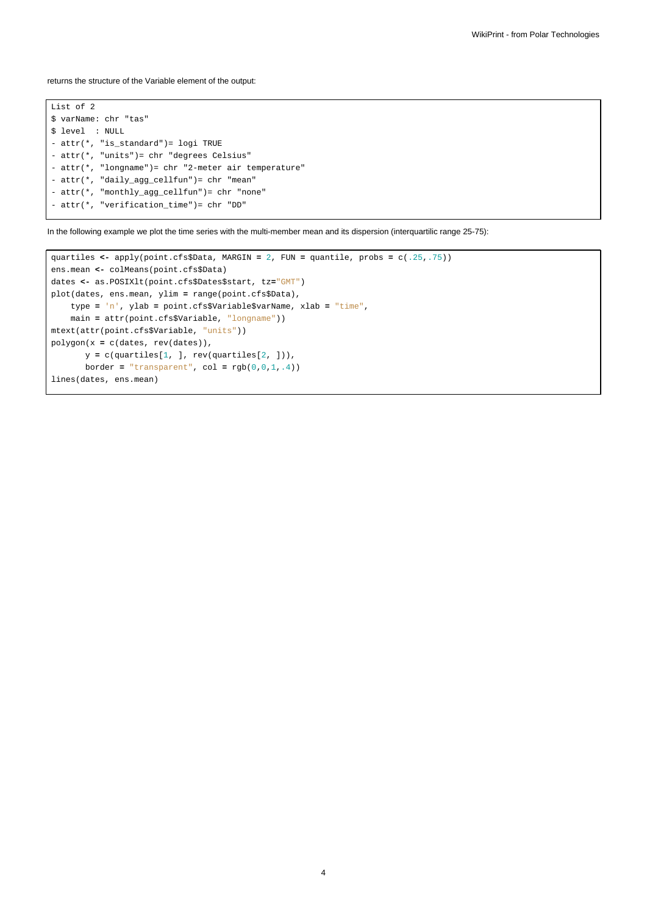returns the structure of the Variable element of the output:

```
List of 2
$ varName: chr "tas"
$ level  : NULL
- attr(*, "is_standard")= logi TRUE
- attr(*, "units")= chr "degrees Celsius"
- attr(*, "longname")= chr "2-meter air temperature"
- attr(*, "daily_agg_cellfun")= chr "mean"
- attr(*, "monthly_agg_cellfun")= chr "none"
- attr(*, "verification_time")= chr "DD"
```

In the following example we plot the time series with the multi-member mean and its dispersion (interquartilic range 25-75):

```
quartiles <- apply(point.cfs$Data, MARGIN = 2, FUN = quantile, probs = c(.25,.75))
ens.mean <- colMeans(point.cfs$Data)
dates <- as.POSIXlt(point.cfs$Dates$start, tz="GMT")
plot(dates, ens.mean, ylim = range(point.cfs$Data),
    type = 'n', ylab = point.cfs$Variable$varName, xlab = "time",
    main = attr(point.cfs$Variable, "longname"))
mtext(attr(point.cfs$Variable, "units"))
polygon(x = c(dates, rev(dates)),
       y = c(quartiles[1, ], rev(quartiles[2, ])),
       border = "transparent", col = rgb(0,0,1,.4))
lines(dates, ens.mean)
```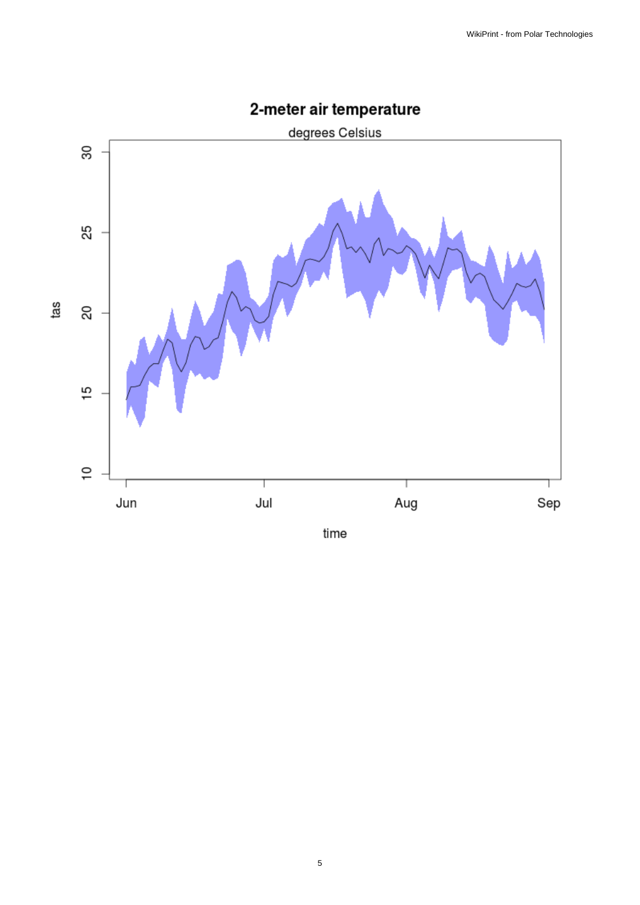## 2-meter air temperature

degrees Celsius

tas

30
25
20
15
10

Jun
Jul
Aug
Sep

time